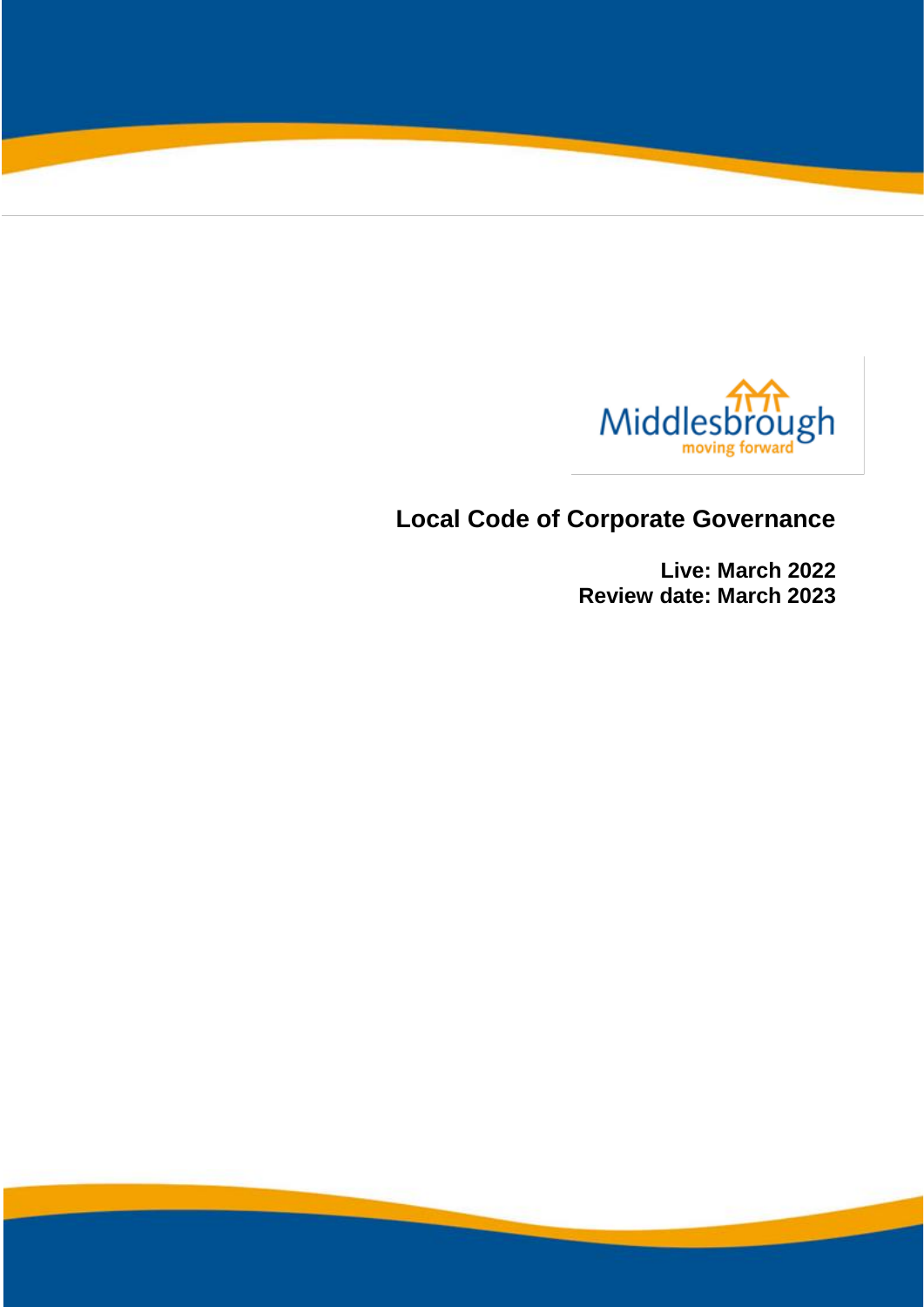# Local Code of Corporate Governance

**Live: March 2022**
**Review date: March 2023**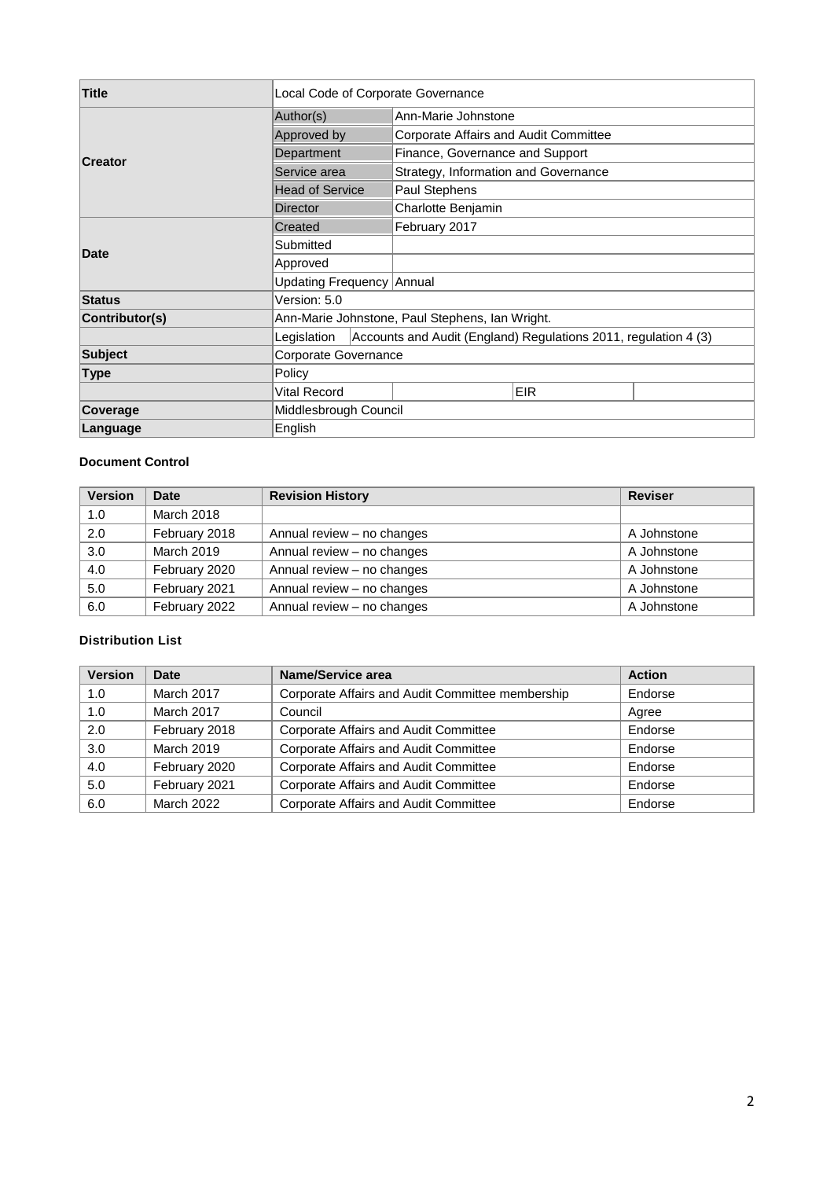| Title | Local Code of Corporate Governance | | | |
|---|---|---|---|---|
| Creator | Author(s) | Ann-Marie Johnstone | | |
| | Approved by | Corporate Affairs and Audit Committee | | |
| | Department | Finance, Governance and Support | | |
| | Service area | Strategy, Information and Governance | | |
| | Head of Service | Paul Stephens | | |
| | Director | Charlotte Benjamin | | |
| Date | Created | February 2017 | | |
| | Submitted | | | |
| | Approved | | | |
| | Updating Frequency | Annual | | |
| Status | Version: 5.0 | | | |
| Contributor(s) | Ann-Marie Johnstone, Paul Stephens, Ian Wright. | | | |
| | Legislation | Accounts and Audit (England) Regulations 2011, regulation 4 (3) | | |
| Subject | Corporate Governance | | | |
| Type | Policy | | | |
| | Vital Record | | EIR | |
| Coverage | Middlesbrough Council | | | |
| Language | English | | | |

**Document Control**

| Version | Date | Revision History | Reviser |
|---|---|---|---|
| 1.0 | March 2018 | | |
| 2.0 | February 2018 | Annual review – no changes | A Johnstone |
| 3.0 | March 2019 | Annual review – no changes | A Johnstone |
| 4.0 | February 2020 | Annual review – no changes | A Johnstone |
| 5.0 | February 2021 | Annual review – no changes | A Johnstone |
| 6.0 | February 2022 | Annual review – no changes | A Johnstone |

**Distribution List**

| Version | Date | Name/Service area | Action |
|---|---|---|---|
| 1.0 | March 2017 | Corporate Affairs and Audit Committee membership | Endorse |
| 1.0 | March 2017 | Council | Agree |
| 2.0 | February 2018 | Corporate Affairs and Audit Committee | Endorse |
| 3.0 | March 2019 | Corporate Affairs and Audit Committee | Endorse |
| 4.0 | February 2020 | Corporate Affairs and Audit Committee | Endorse |
| 5.0 | February 2021 | Corporate Affairs and Audit Committee | Endorse |
| 6.0 | March 2022 | Corporate Affairs and Audit Committee | Endorse |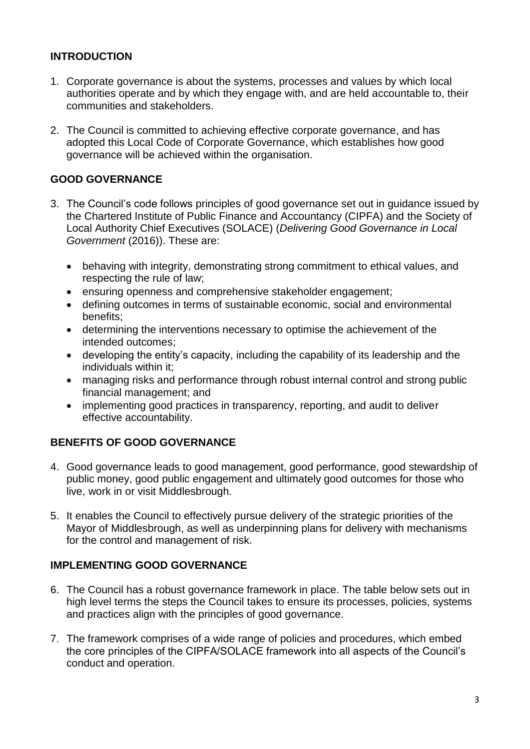## INTRODUCTION

1. Corporate governance is about the systems, processes and values by which local authorities operate and by which they engage with, and are held accountable to, their communities and stakeholders.

2. The Council is committed to achieving effective corporate governance, and has adopted this Local Code of Corporate Governance, which establishes how good governance will be achieved within the organisation.

## GOOD GOVERNANCE

3. The Council's code follows principles of good governance set out in guidance issued by the Chartered Institute of Public Finance and Accountancy (CIPFA) and the Society of Local Authority Chief Executives (SOLACE) (*Delivering Good Governance in Local Government* (2016)). These are:

   - behaving with integrity, demonstrating strong commitment to ethical values, and respecting the rule of law;
   - ensuring openness and comprehensive stakeholder engagement;
   - defining outcomes in terms of sustainable economic, social and environmental benefits;
   - determining the interventions necessary to optimise the achievement of the intended outcomes;
   - developing the entity's capacity, including the capability of its leadership and the individuals within it;
   - managing risks and performance through robust internal control and strong public financial management; and
   - implementing good practices in transparency, reporting, and audit to deliver effective accountability.

## BENEFITS OF GOOD GOVERNANCE

4. Good governance leads to good management, good performance, good stewardship of public money, good public engagement and ultimately good outcomes for those who live, work in or visit Middlesbrough.

5. It enables the Council to effectively pursue delivery of the strategic priorities of the Mayor of Middlesbrough, as well as underpinning plans for delivery with mechanisms for the control and management of risk.

## IMPLEMENTING GOOD GOVERNANCE

6. The Council has a robust governance framework in place. The table below sets out in high level terms the steps the Council takes to ensure its processes, policies, systems and practices align with the principles of good governance.

7. The framework comprises of a wide range of policies and procedures, which embed the core principles of the CIPFA/SOLACE framework into all aspects of the Council's conduct and operation.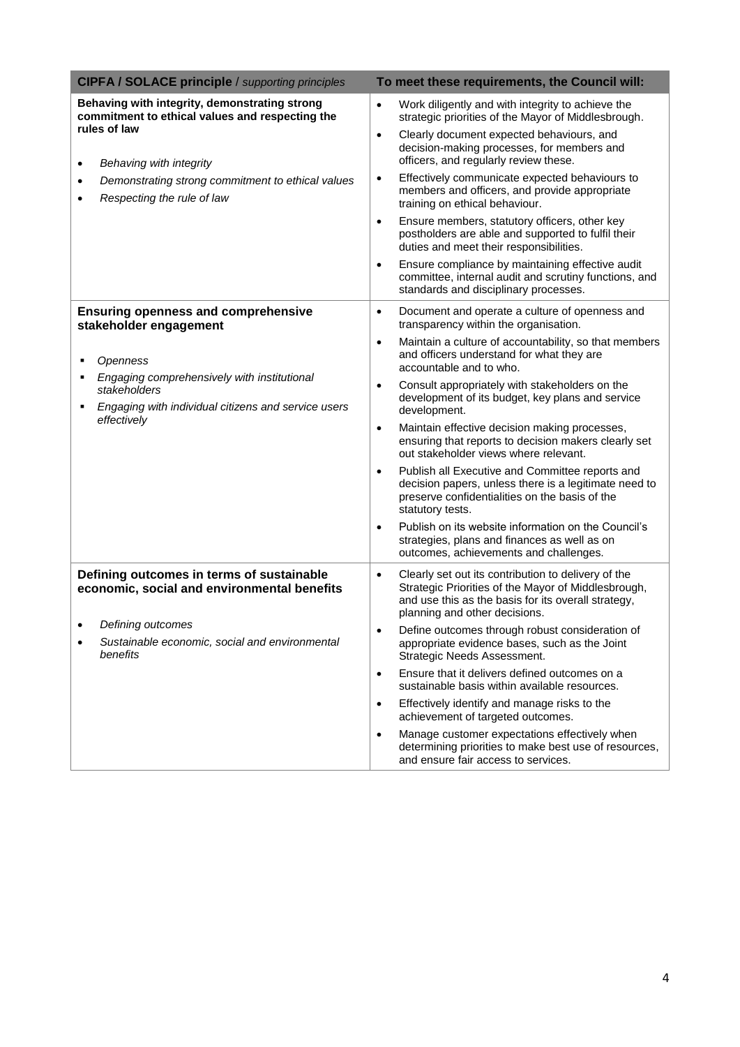| **CIPFA / SOLACE principle** / *supporting principles* | **To meet these requirements, the Council will:** |
|---|---|
| **Behaving with integrity, demonstrating strong commitment to ethical values and respecting the rules of law**<br><br>• *Behaving with integrity*<br>• *Demonstrating strong commitment to ethical values*<br>• *Respecting the rule of law* | • Work diligently and with integrity to achieve the strategic priorities of the Mayor of Middlesbrough.<br>• Clearly document expected behaviours, and decision-making processes, for members and officers, and regularly review these.<br>• Effectively communicate expected behaviours to members and officers, and provide appropriate training on ethical behaviour.<br>• Ensure members, statutory officers, other key postholders are able and supported to fulfil their duties and meet their responsibilities.<br>• Ensure compliance by maintaining effective audit committee, internal audit and scrutiny functions, and standards and disciplinary processes. |
| **Ensuring openness and comprehensive stakeholder engagement**<br><br>▪ *Openness*<br>▪ *Engaging comprehensively with institutional stakeholders*<br>▪ *Engaging with individual citizens and service users effectively* | • Document and operate a culture of openness and transparency within the organisation.<br>• Maintain a culture of accountability, so that members and officers understand for what they are accountable and to who.<br>• Consult appropriately with stakeholders on the development of its budget, key plans and service development.<br>• Maintain effective decision making processes, ensuring that reports to decision makers clearly set out stakeholder views where relevant.<br>• Publish all Executive and Committee reports and decision papers, unless there is a legitimate need to preserve confidentialities on the basis of the statutory tests.<br>• Publish on its website information on the Council's strategies, plans and finances as well as on outcomes, achievements and challenges. |
| **Defining outcomes in terms of sustainable economic, social and environmental benefits**<br><br>• *Defining outcomes*<br>• *Sustainable economic, social and environmental benefits* | • Clearly set out its contribution to delivery of the Strategic Priorities of the Mayor of Middlesbrough, and use this as the basis for its overall strategy, planning and other decisions.<br>• Define outcomes through robust consideration of appropriate evidence bases, such as the Joint Strategic Needs Assessment.<br>• Ensure that it delivers defined outcomes on a sustainable basis within available resources.<br>• Effectively identify and manage risks to the achievement of targeted outcomes.<br>• Manage customer expectations effectively when determining priorities to make best use of resources, and ensure fair access to services. |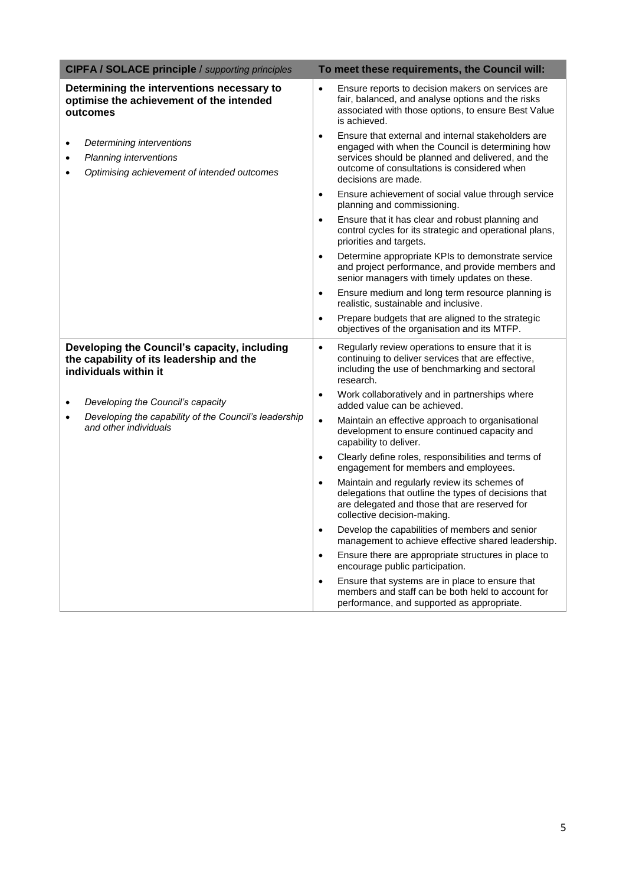| **CIPFA / SOLACE principle** / *supporting principles* | **To meet these requirements, the Council will:** |
|---|---|
| **Determining the interventions necessary to optimise the achievement of the intended outcomes**<br><br>• *Determining interventions*<br>• *Planning interventions*<br>• *Optimising achievement of intended outcomes* | • Ensure reports to decision makers on services are fair, balanced, and analyse options and the risks associated with those options, to ensure Best Value is achieved.<br>• Ensure that external and internal stakeholders are engaged with when the Council is determining how services should be planned and delivered, and the outcome of consultations is considered when decisions are made.<br>• Ensure achievement of social value through service planning and commissioning.<br>• Ensure that it has clear and robust planning and control cycles for its strategic and operational plans, priorities and targets.<br>• Determine appropriate KPIs to demonstrate service and project performance, and provide members and senior managers with timely updates on these.<br>• Ensure medium and long term resource planning is realistic, sustainable and inclusive.<br>• Prepare budgets that are aligned to the strategic objectives of the organisation and its MTFP. |
| **Developing the Council's capacity, including the capability of its leadership and the individuals within it**<br><br>• *Developing the Council's capacity*<br>• *Developing the capability of the Council's leadership and other individuals* | • Regularly review operations to ensure that it is continuing to deliver services that are effective, including the use of benchmarking and sectoral research.<br>• Work collaboratively and in partnerships where added value can be achieved.<br>• Maintain an effective approach to organisational development to ensure continued capacity and capability to deliver.<br>• Clearly define roles, responsibilities and terms of engagement for members and employees.<br>• Maintain and regularly review its schemes of delegations that outline the types of decisions that are delegated and those that are reserved for collective decision-making.<br>• Develop the capabilities of members and senior management to achieve effective shared leadership.<br>• Ensure there are appropriate structures in place to encourage public participation.<br>• Ensure that systems are in place to ensure that members and staff can be both held to account for performance, and supported as appropriate. |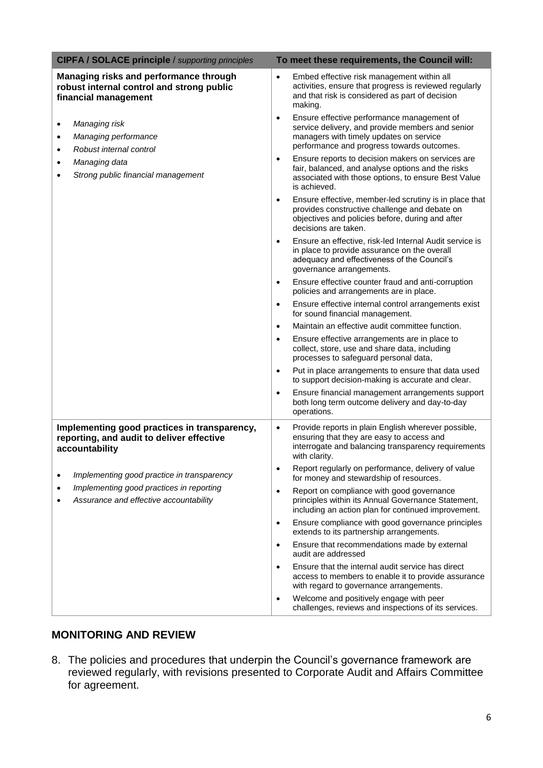| **CIPFA / SOLACE principle** / *supporting principles* | **To meet these requirements, the Council will:** |
|---|---|
| **Managing risks and performance through robust internal control and strong public financial management**<br><br>• *Managing risk*<br>• *Managing performance*<br>• *Robust internal control*<br>• *Managing data*<br>• *Strong public financial management* | • Embed effective risk management within all activities, ensure that progress is reviewed regularly and that risk is considered as part of decision making.<br>• Ensure effective performance management of service delivery, and provide members and senior managers with timely updates on service performance and progress towards outcomes.<br>• Ensure reports to decision makers on services are fair, balanced, and analyse options and the risks associated with those options, to ensure Best Value is achieved.<br>• Ensure effective, member-led scrutiny is in place that provides constructive challenge and debate on objectives and policies before, during and after decisions are taken.<br>• Ensure an effective, risk-led Internal Audit service is in place to provide assurance on the overall adequacy and effectiveness of the Council's governance arrangements.<br>• Ensure effective counter fraud and anti-corruption policies and arrangements are in place.<br>• Ensure effective internal control arrangements exist for sound financial management.<br>• Maintain an effective audit committee function.<br>• Ensure effective arrangements are in place to collect, store, use and share data, including processes to safeguard personal data,<br>• Put in place arrangements to ensure that data used to support decision-making is accurate and clear.<br>• Ensure financial management arrangements support both long term outcome delivery and day-to-day operations. |
| **Implementing good practices in transparency, reporting, and audit to deliver effective accountability**<br><br>• *Implementing good practice in transparency*<br>• *Implementing good practices in reporting*<br>• *Assurance and effective accountability* | • Provide reports in plain English wherever possible, ensuring that they are easy to access and interrogate and balancing transparency requirements with clarity.<br>• Report regularly on performance, delivery of value for money and stewardship of resources.<br>• Report on compliance with good governance principles within its Annual Governance Statement, including an action plan for continued improvement.<br>• Ensure compliance with good governance principles extends to its partnership arrangements.<br>• Ensure that recommendations made by external audit are addressed<br>• Ensure that the internal audit service has direct access to members to enable it to provide assurance with regard to governance arrangements.<br>• Welcome and positively engage with peer challenges, reviews and inspections of its services. |

## MONITORING AND REVIEW

8. The policies and procedures that underpin the Council's governance framework are reviewed regularly, with revisions presented to Corporate Audit and Affairs Committee for agreement.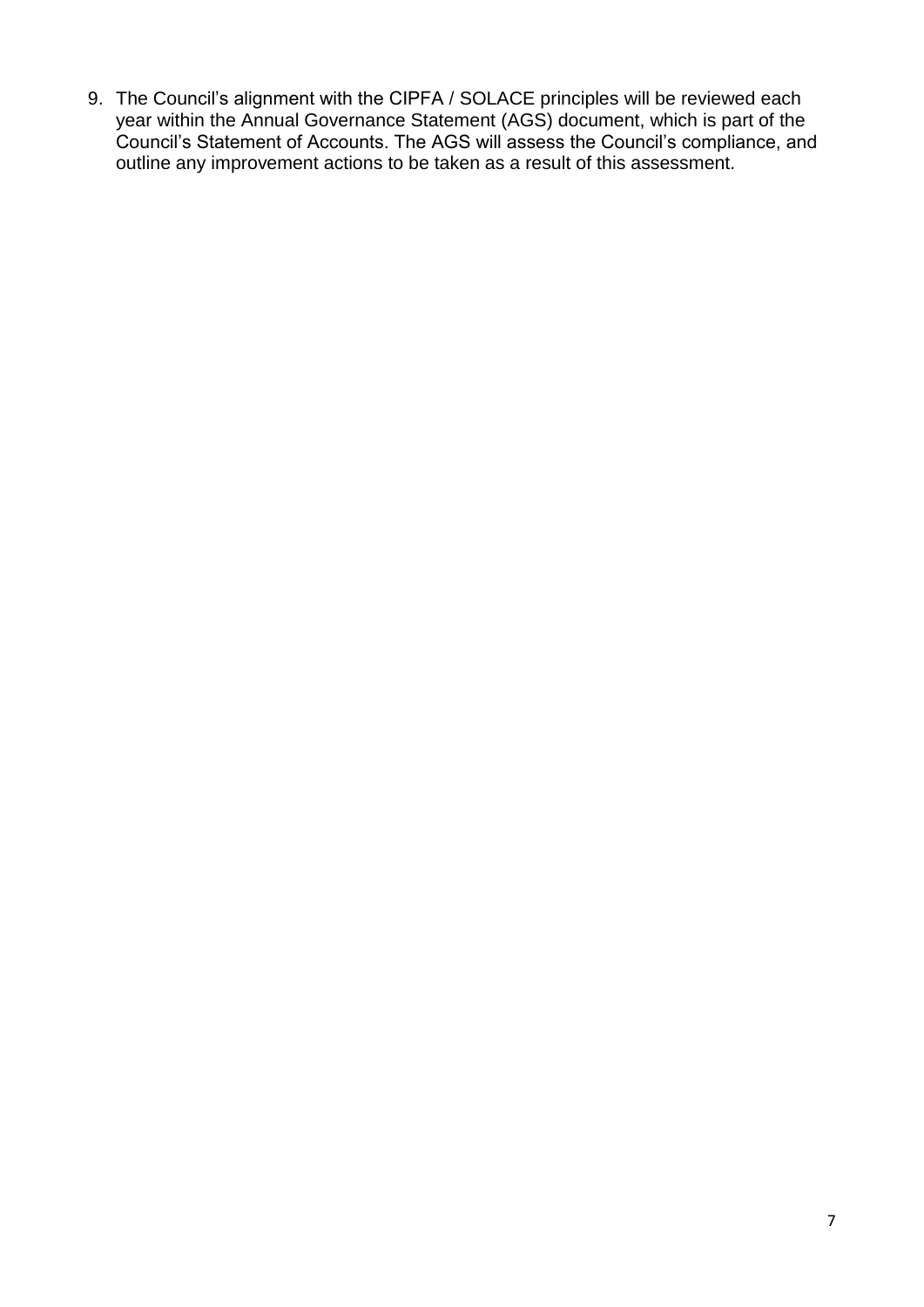9. The Council's alignment with the CIPFA / SOLACE principles will be reviewed each year within the Annual Governance Statement (AGS) document, which is part of the Council's Statement of Accounts. The AGS will assess the Council's compliance, and outline any improvement actions to be taken as a result of this assessment.